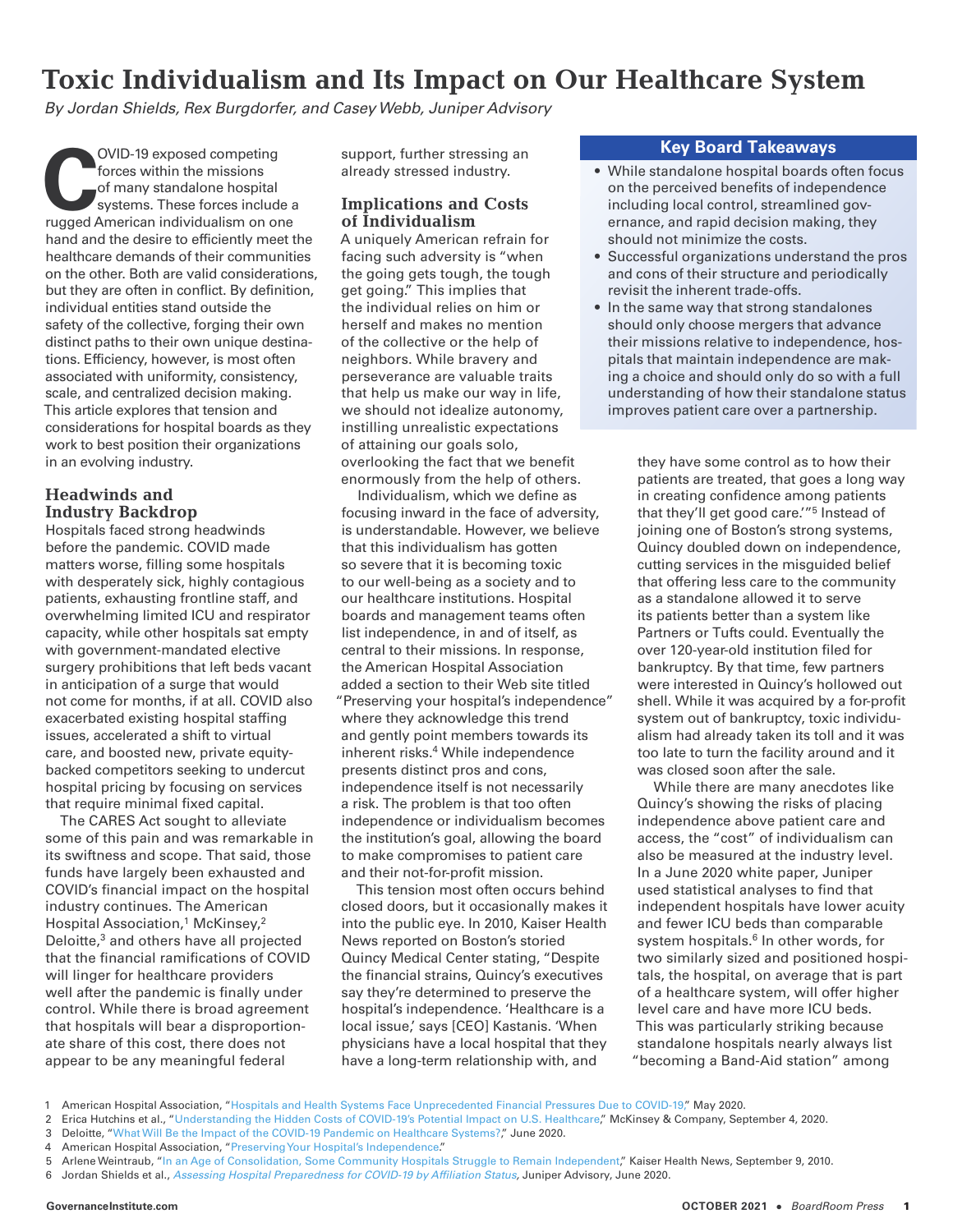# Toxic Individualism and Its Impact on Our Healthcare System

*By Jordan Shields, Rex Burgdorfer, and Casey Webb, Juniper Advisory*

COVID-19 exposed competing forces within the missions of many standalone hospital systems. These forces include a rugged American individualism on one hand and the desire to efficiently meet the healthcare demands of their communities on the other. Both are valid considerations, but they are often in conflict. By definition, individual entities stand outside the safety of the collective, forging their own distinct paths to their own unique destinations. Efficiency, however, is most often associated with uniformity, consistency, scale, and centralized decision making. This article explores that tension and considerations for hospital boards as they work to best position their organizations in an evolving industry.

## Key Board Takeaways

- While standalone hospital boards often focus on the perceived benefits of independence including local control, streamlined governance, and rapid decision making, they should not minimize the costs.
- Successful organizations understand the pros and cons of their structure and periodically revisit the inherent trade-offs.
- In the same way that strong standalones should only choose mergers that advance their missions relative to independence, hospitals that maintain independence are making a choice and should only do so with a full understanding of how their standalone status improves patient care over a partnership.

## Headwinds and Industry Backdrop

Hospitals faced strong headwinds before the pandemic. COVID made matters worse, filling some hospitals with desperately sick, highly contagious patients, exhausting frontline staff, and overwhelming limited ICU and respirator capacity, while other hospitals sat empty with government-mandated elective surgery prohibitions that left beds vacant in anticipation of a surge that would not come for months, if at all. COVID also exacerbated existing hospital staffing issues, accelerated a shift to virtual care, and boosted new, private equity-backed competitors seeking to undercut hospital pricing by focusing on services that require minimal fixed capital.

The CARES Act sought to alleviate some of this pain and was remarkable in its swiftness and scope. That said, those funds have largely been exhausted and COVID's financial impact on the hospital industry continues. The American Hospital Association,[1] McKinsey,[2] Deloitte,[3] and others have all projected that the financial ramifications of COVID will linger for healthcare providers well after the pandemic is finally under control. While there is broad agreement that hospitals will bear a disproportionate share of this cost, there does not appear to be any meaningful federal support, further stressing an already stressed industry.

## Implications and Costs of Individualism

A uniquely American refrain for facing such adversity is "when the going gets tough, the tough get going." This implies that the individual relies on him or herself and makes no mention of the collective or the help of neighbors. While bravery and perseverance are valuable traits that help us make our way in life, we should not idealize autonomy, instilling unrealistic expectations of attaining our goals solo, overlooking the fact that we benefit enormously from the help of others.

Individualism, which we define as focusing inward in the face of adversity, is understandable. However, we believe that this individualism has gotten so severe that it is becoming toxic to our well-being as a society and to our healthcare institutions. Hospital boards and management teams often list independence, in and of itself, as central to their missions. In response, the American Hospital Association added a section to their Web site titled "Preserving your hospital's independence" where they acknowledge this trend and gently point members towards its inherent risks.[4] While independence presents distinct pros and cons, independence itself is not necessarily a risk. The problem is that too often independence or individualism becomes the institution's goal, allowing the board to make compromises to patient care and their not-for-profit mission.

This tension most often occurs behind closed doors, but it occasionally makes it into the public eye. In 2010, Kaiser Health News reported on Boston's storied Quincy Medical Center stating, "Despite the financial strains, Quincy's executives say they're determined to preserve the hospital's independence. 'Healthcare is a local issue,' says [CEO] Kastanis. 'When physicians have a local hospital that they have a long-term relationship with, and they have some control as to how their patients are treated, that goes a long way in creating confidence among patients that they'll get good care.'"[5] Instead of joining one of Boston's strong systems, Quincy doubled down on independence, cutting services in the misguided belief that offering less care to the community as a standalone allowed it to serve its patients better than a system like Partners or Tufts could. Eventually the over 120-year-old institution filed for bankruptcy. By that time, few partners were interested in Quincy's hollowed out shell. While it was acquired by a for-profit system out of bankruptcy, toxic individualism had already taken its toll and it was too late to turn the facility around and it was closed soon after the sale.

While there are many anecdotes like Quincy's showing the risks of placing independence above patient care and access, the "cost" of individualism can also be measured at the industry level. In a June 2020 white paper, Juniper used statistical analyses to find that independent hospitals have lower acuity and fewer ICU beds than comparable system hospitals.[6] In other words, for two similarly sized and positioned hospitals, the hospital, on average that is part of a healthcare system, will offer higher level care and have more ICU beds. This was particularly striking because standalone hospitals nearly always list "becoming a Band-Aid station" among

---

1 American Hospital Association, "Hospitals and Health Systems Face Unprecedented Financial Pressures Due to COVID-19," May 2020.
2 Erica Hutchins et al., "Understanding the Hidden Costs of COVID-19's Potential Impact on U.S. Healthcare," McKinsey & Company, September 4, 2020.
3 Deloitte, "What Will Be the Impact of the COVID-19 Pandemic on Healthcare Systems?," June 2020.
4 American Hospital Association, "Preserving Your Hospital's Independence."
5 Arlene Weintraub, "In an Age of Consolidation, Some Community Hospitals Struggle to Remain Independent," Kaiser Health News, September 9, 2010.
6 Jordan Shields et al., *Assessing Hospital Preparedness for COVID-19 by Affiliation Status*, Juniper Advisory, June 2020.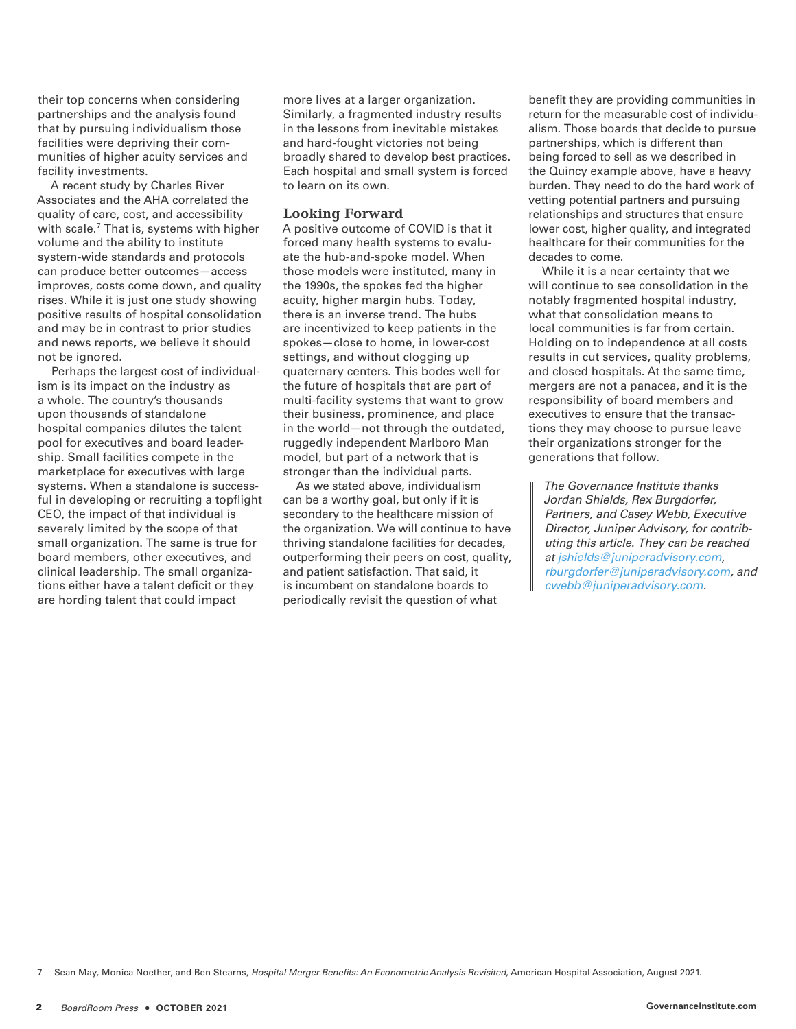their top concerns when considering partnerships and the analysis found that by pursuing individualism those facilities were depriving their communities of higher acuity services and facility investments.

A recent study by Charles River Associates and the AHA correlated the quality of care, cost, and accessibility with scale.[7] That is, systems with higher volume and the ability to institute system-wide standards and protocols can produce better outcomes—access improves, costs come down, and quality rises. While it is just one study showing positive results of hospital consolidation and may be in contrast to prior studies and news reports, we believe it should not be ignored.

Perhaps the largest cost of individualism is its impact on the industry as a whole. The country's thousands upon thousands of standalone hospital companies dilutes the talent pool for executives and board leadership. Small facilities compete in the marketplace for executives with large systems. When a standalone is successful in developing or recruiting a topflight CEO, the impact of that individual is severely limited by the scope of that small organization. The same is true for board members, other executives, and clinical leadership. The small organizations either have a talent deficit or they are hording talent that could impact more lives at a larger organization. Similarly, a fragmented industry results in the lessons from inevitable mistakes and hard-fought victories not being broadly shared to develop best practices. Each hospital and small system is forced to learn on its own.

## Looking Forward

A positive outcome of COVID is that it forced many health systems to evaluate the hub-and-spoke model. When those models were instituted, many in the 1990s, the spokes fed the higher acuity, higher margin hubs. Today, there is an inverse trend. The hubs are incentivized to keep patients in the spokes—close to home, in lower-cost settings, and without clogging up quaternary centers. This bodes well for the future of hospitals that are part of multi-facility systems that want to grow their business, prominence, and place in the world—not through the outdated, ruggedly independent Marlboro Man model, but part of a network that is stronger than the individual parts.

As we stated above, individualism can be a worthy goal, but only if it is secondary to the healthcare mission of the organization. We will continue to have thriving standalone facilities for decades, outperforming their peers on cost, quality, and patient satisfaction. That said, it is incumbent on standalone boards to periodically revisit the question of what benefit they are providing communities in return for the measurable cost of individualism. Those boards that decide to pursue partnerships, which is different than being forced to sell as we described in the Quincy example above, have a heavy burden. They need to do the hard work of vetting potential partners and pursuing relationships and structures that ensure lower cost, higher quality, and integrated healthcare for their communities for the decades to come.

While it is a near certainty that we will continue to see consolidation in the notably fragmented hospital industry, what that consolidation means to local communities is far from certain. Holding on to independence at all costs results in cut services, quality problems, and closed hospitals. At the same time, mergers are not a panacea, and it is the responsibility of board members and executives to ensure that the transactions they may choose to pursue leave their organizations stronger for the generations that follow.

*The Governance Institute thanks Jordan Shields, Rex Burgdorfer, Partners, and Casey Webb, Executive Director, Juniper Advisory, for contributing this article. They can be reached at jshields@juniperadvisory.com, rburgdorfer@juniperadvisory.com, and cwebb@juniperadvisory.com.*

7 Sean May, Monica Noether, and Ben Stearns, *Hospital Merger Benefits: An Econometric Analysis Revisited*, American Hospital Association, August 2021.